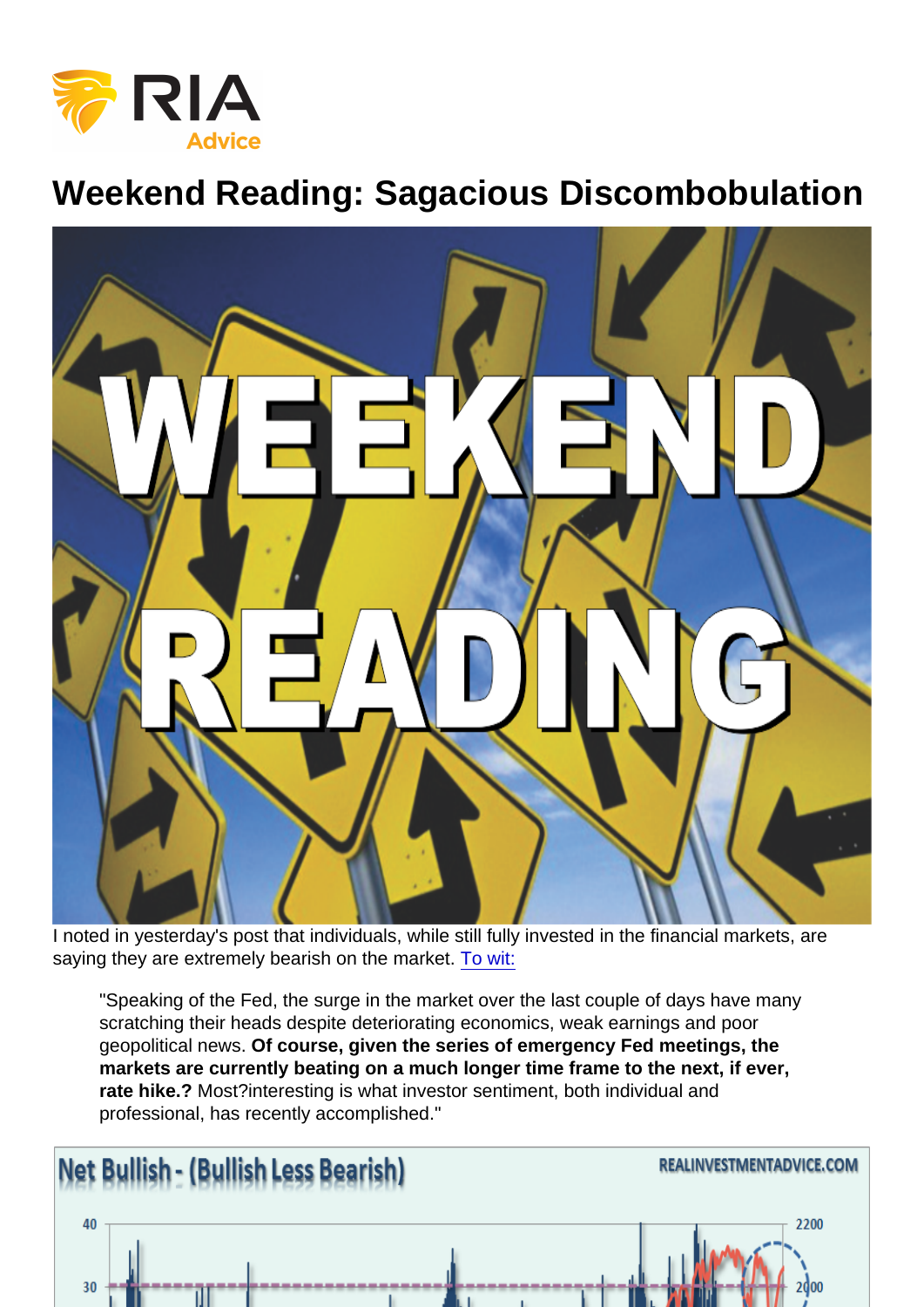# Weekend Reading: Sagacious Discombobulation

I noted in yesterday's post that individuals, while still fully invested in the financial markets, are saying they are extremely bearish on the market. To wit:

> "Speaking of the Fed, the surge in the market over the last couple of days have many scratching their heads despite deteriorating economics, weak earnings and poor geopolitical news. **Of course, given the series of emergency Fed meetings, the markets are currently beating on a much longer time frame to the next, if ever, rate hike.?** Most?interesting is what investor sentiment, both individual and professional, has recently accomplished."

Net Bullish - (Bullish Less Bearish)

REALINVESTMENTADVICE.COM

40

30

2200

2000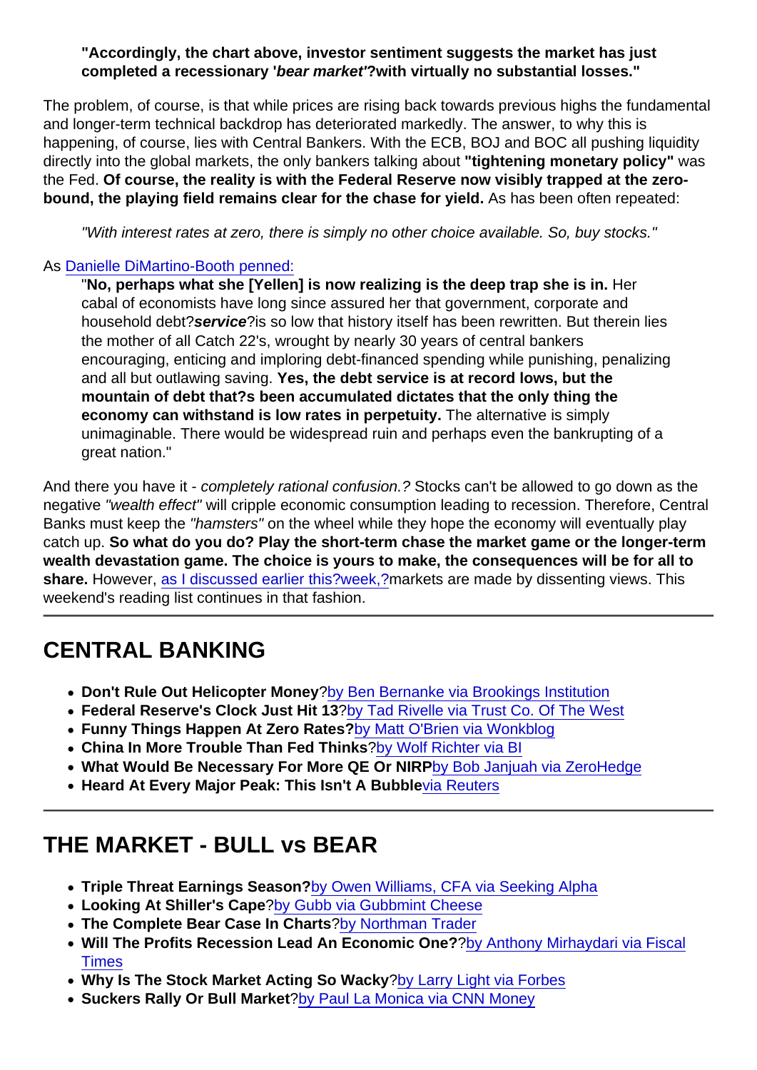> **"Accordingly, the chart above, investor sentiment suggests the market has just completed a recessionary '*bear market*'?with virtually no substantial losses."**

The problem, of course, is that while prices are rising back towards previous highs the fundamental and longer-term technical backdrop has deteriorated markedly. The answer, to why this is happening, of course, lies with Central Bankers. With the ECB, BOJ and BOC all pushing liquidity directly into the global markets, the only bankers talking about **"tightening monetary policy"** was the Fed. **Of course, the reality is with the Federal Reserve now visibly trapped at the zero-bound, the playing field remains clear for the chase for yield.** As has been often repeated:

> *"With interest rates at zero, there is simply no other choice available. So, buy stocks."*

As [Danielle DiMartino-Booth penned:](#)

> "**No, perhaps what she [Yellen] is now realizing is the deep trap she is in.** Her cabal of economists have long since assured her that government, corporate and household debt?***service***?is so low that history itself has been rewritten. But therein lies the mother of all Catch 22's, wrought by nearly 30 years of central bankers encouraging, enticing and imploring debt-financed spending while punishing, penalizing and all but outlawing saving. **Yes, the debt service is at record lows, but the mountain of debt that?s been accumulated dictates that the only thing the economy can withstand is low rates in perpetuity.** The alternative is simply unimaginable. There would be widespread ruin and perhaps even the bankrupting of a great nation."

And there you have it - *completely rational confusion.?* Stocks can't be allowed to go down as the negative *"wealth effect"* will cripple economic consumption leading to recession. Therefore, Central Banks must keep the *"hamsters"* on the wheel while they hope the economy will eventually play catch up. **So what do you do? Play the short-term chase the market game or the longer-term wealth devastation game. The choice is yours to make, the consequences will be for all to share.** However, [as I discussed earlier this?week,?](#)markets are made by dissenting views. This weekend's reading list continues in that fashion.

## CENTRAL BANKING

- **Don't Rule Out Helicopter Money**?[by Ben Bernanke via Brookings Institution](#)
- **Federal Reserve's Clock Just Hit 13**?[by Tad Rivelle via Trust Co. Of The West](#)
- **Funny Things Happen At Zero Rates?**[by Matt O'Brien via Wonkblog](#)
- **China In More Trouble Than Fed Thinks**?[by Wolf Richter via BI](#)
- **What Would Be Necessary For More QE Or NIRP**[by Bob Janjuah via ZeroHedge](#)
- **Heard At Every Major Peak: This Isn't A Bubble**[via Reuters](#)

## THE MARKET - BULL vs BEAR

- **Triple Threat Earnings Season?**[by Owen Williams, CFA via Seeking Alpha](#)
- **Looking At Shiller's Cape**?[by Gubb via Gubbmint Cheese](#)
- **The Complete Bear Case In Charts**?[by Northman Trader](#)
- **Will The Profits Recession Lead An Economic One?**?[by Anthony Mirhaydari via Fiscal Times](#)
- **Why Is The Stock Market Acting So Wacky**?[by Larry Light via Forbes](#)
- **Suckers Rally Or Bull Market**?[by Paul La Monica via CNN Money](#)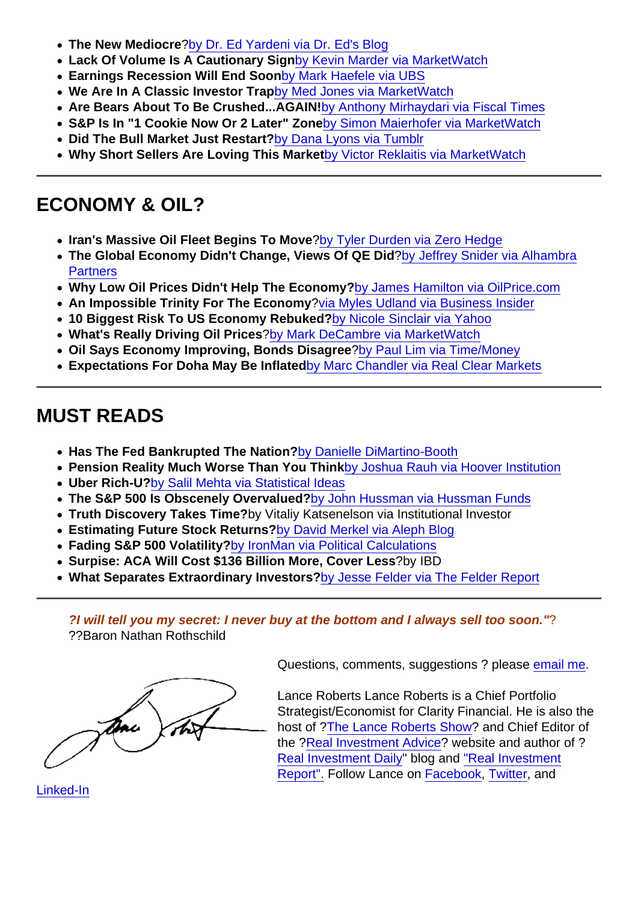- **The New Mediocre**?by Dr. Ed Yardeni via Dr. Ed's Blog
- **Lack Of Volume Is A Cautionary Sign**by Kevin Marder via MarketWatch
- **Earnings Recession Will End Soon**by Mark Haefele via UBS
- **We Are In A Classic Investor Trap**by Med Jones via MarketWatch
- **Are Bears About To Be Crushed...AGAIN!**by Anthony Mirhaydari via Fiscal Times
- **S&P Is In "1 Cookie Now Or 2 Later" Zone**by Simon Maierhofer via MarketWatch
- **Did The Bull Market Just Restart?**by Dana Lyons via Tumblr
- **Why Short Sellers Are Loving This Market**by Victor Reklaitis via MarketWatch

## ECONOMY & OIL?

- **Iran's Massive Oil Fleet Begins To Move**?by Tyler Durden via Zero Hedge
- **The Global Economy Didn't Change, Views Of QE Did**?by Jeffrey Snider via Alhambra Partners
- **Why Low Oil Prices Didn't Help The Economy?**by James Hamilton via OilPrice.com
- **An Impossible Trinity For The Economy**?via Myles Udland via Business Insider
- **10 Biggest Risk To US Economy Rebuked?**by Nicole Sinclair via Yahoo
- **What's Really Driving Oil Prices**?by Mark DeCambre via MarketWatch
- **Oil Says Economy Improving, Bonds Disagree**?by Paul Lim via Time/Money
- **Expectations For Doha May Be Inflated**by Marc Chandler via Real Clear Markets

## MUST READS

- **Has The Fed Bankrupted The Nation?**by Danielle DiMartino-Booth
- **Pension Reality Much Worse Than You Think**by Joshua Rauh via Hoover Institution
- **Uber Rich-U?**by Salil Mehta via Statistical Ideas
- **The S&P 500 Is Obscenely Overvalued?**by John Hussman via Hussman Funds
- **Truth Discovery Takes Time?**by Vitaliy Katsenelson via Institutional Investor
- **Estimating Future Stock Returns?**by David Merkel via Aleph Blog
- **Fading S&P 500 Volatility?**by IronMan via Political Calculations
- **Surpise: ACA Will Cost $136 Billion More, Cover Less**?by IBD
- **What Separates Extraordinary Investors?**by Jesse Felder via The Felder Report

***?I will tell you my secret: I never buy at the bottom and I always sell too soon."***?
??Baron Nathan Rothschild

Questions, comments, suggestions ? please email me.

Lance Roberts Lance Roberts is a Chief Portfolio Strategist/Economist for Clarity Financial. He is also the host of ?The Lance Roberts Show? and Chief Editor of the ?Real Investment Advice? website and author of ?Real Investment Daily" blog and "Real Investment Report". Follow Lance on Facebook, Twitter, and Linked-In